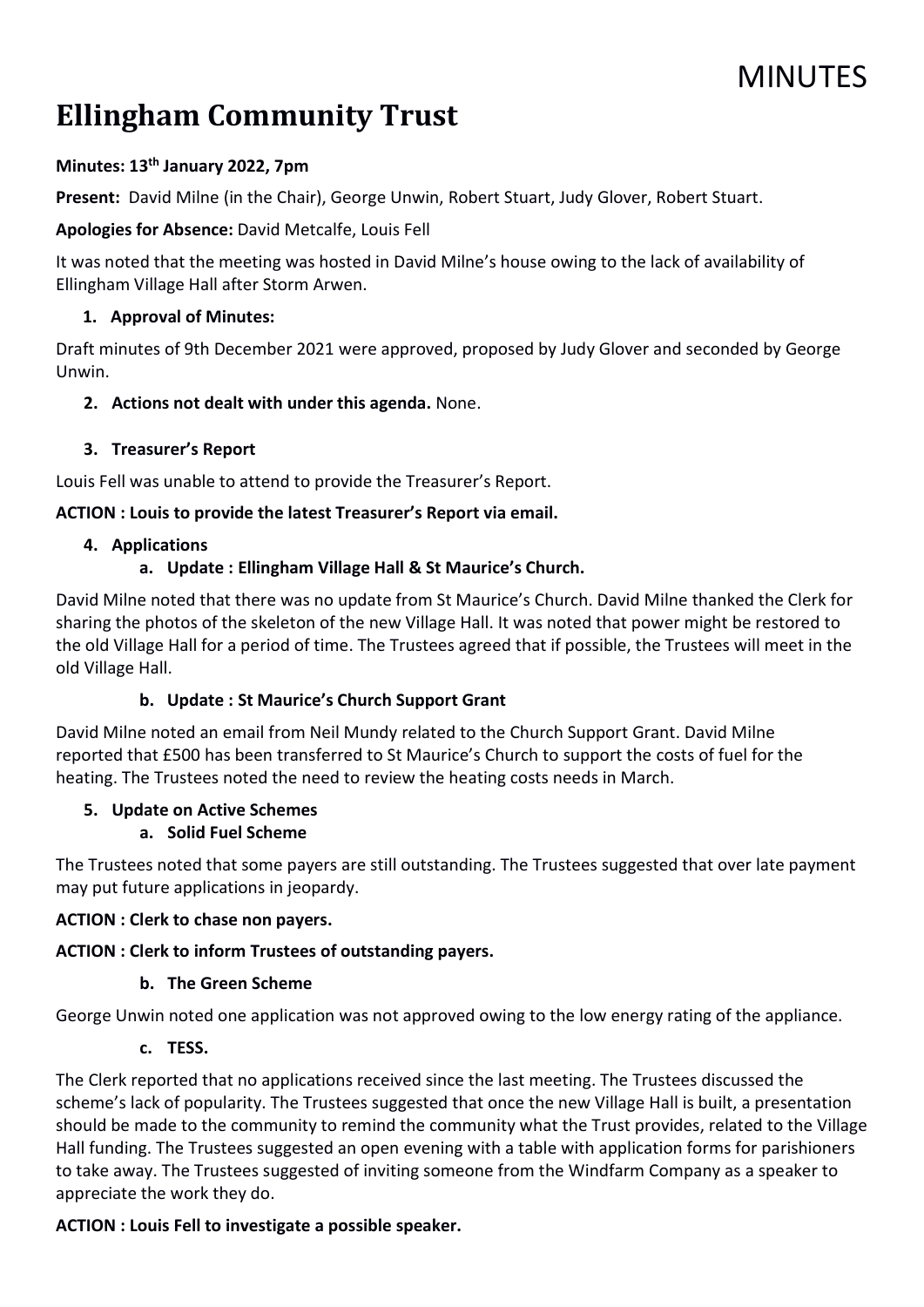MINUTES

# Ellingham Community Trust

**Minutes: 13th January 2022, 7pm**

**Present:** David Milne (in the Chair), George Unwin, Robert Stuart, Judy Glover, Robert Stuart.

**Apologies for Absence:** David Metcalfe, Louis Fell

It was noted that the meeting was hosted in David Milne's house owing to the lack of availability of Ellingham Village Hall after Storm Arwen.

1. **Approval of Minutes:**

Draft minutes of 9th December 2021 were approved, proposed by Judy Glover and seconded by George Unwin.

2. **Actions not dealt with under this agenda.** None.

3. **Treasurer's Report**

Louis Fell was unable to attend to provide the Treasurer's Report.

**ACTION : Louis to provide the latest Treasurer's Report via email.**

4. **Applications**
   a. **Update : Ellingham Village Hall & St Maurice's Church.**

David Milne noted that there was no update from St Maurice's Church. David Milne thanked the Clerk for sharing the photos of the skeleton of the new Village Hall. It was noted that power might be restored to the old Village Hall for a period of time. The Trustees agreed that if possible, the Trustees will meet in the old Village Hall.

   b. **Update : St Maurice's Church Support Grant**

David Milne noted an email from Neil Mundy related to the Church Support Grant. David Milne reported that £500 has been transferred to St Maurice's Church to support the costs of fuel for the heating. The Trustees noted the need to review the heating costs needs in March.

5. **Update on Active Schemes**
   a. **Solid Fuel Scheme**

The Trustees noted that some payers are still outstanding. The Trustees suggested that over late payment may put future applications in jeopardy.

**ACTION : Clerk to chase non payers.**

**ACTION : Clerk to inform Trustees of outstanding payers.**

   b. **The Green Scheme**

George Unwin noted one application was not approved owing to the low energy rating of the appliance.

   c. **TESS.**

The Clerk reported that no applications received since the last meeting. The Trustees discussed the scheme's lack of popularity. The Trustees suggested that once the new Village Hall is built, a presentation should be made to the community to remind the community what the Trust provides, related to the Village Hall funding. The Trustees suggested an open evening with a table with application forms for parishioners to take away. The Trustees suggested of inviting someone from the Windfarm Company as a speaker to appreciate the work they do.

**ACTION : Louis Fell to investigate a possible speaker.**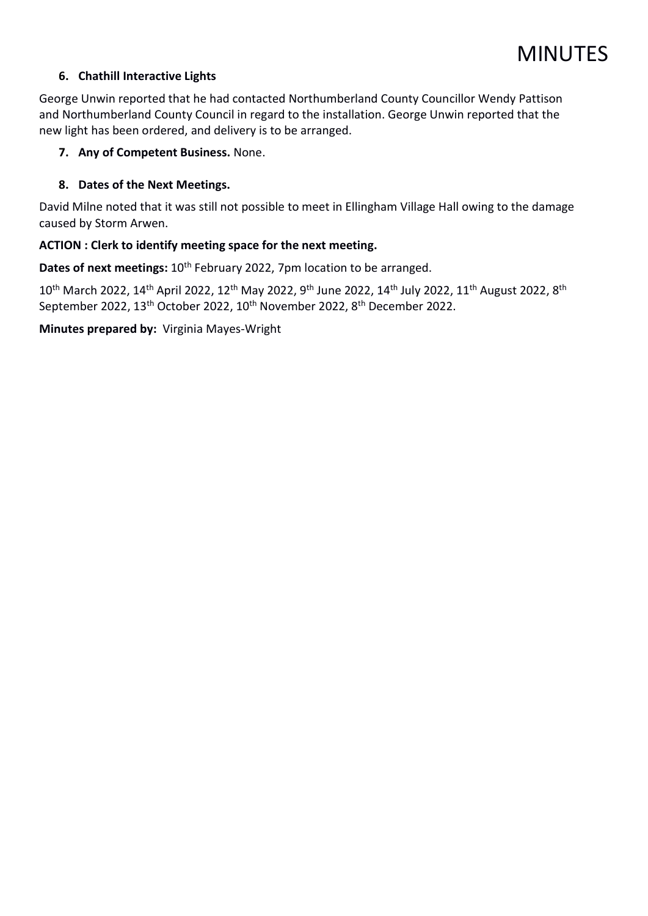### 6. Chathill Interactive Lights

George Unwin reported that he had contacted Northumberland County Councillor Wendy Pattison and Northumberland County Council in regard to the installation. George Unwin reported that the new light has been ordered, and delivery is to be arranged.

### 7. Any of Competent Business. None.

### 8. Dates of the Next Meetings.

David Milne noted that it was still not possible to meet in Ellingham Village Hall owing to the damage caused by Storm Arwen.

**ACTION : Clerk to identify meeting space for the next meeting.**

**Dates of next meetings:** 10th February 2022, 7pm location to be arranged.

10th March 2022, 14th April 2022, 12th May 2022, 9th June 2022, 14th July 2022, 11th August 2022, 8th September 2022, 13th October 2022, 10th November 2022, 8th December 2022.

**Minutes prepared by:** Virginia Mayes-Wright